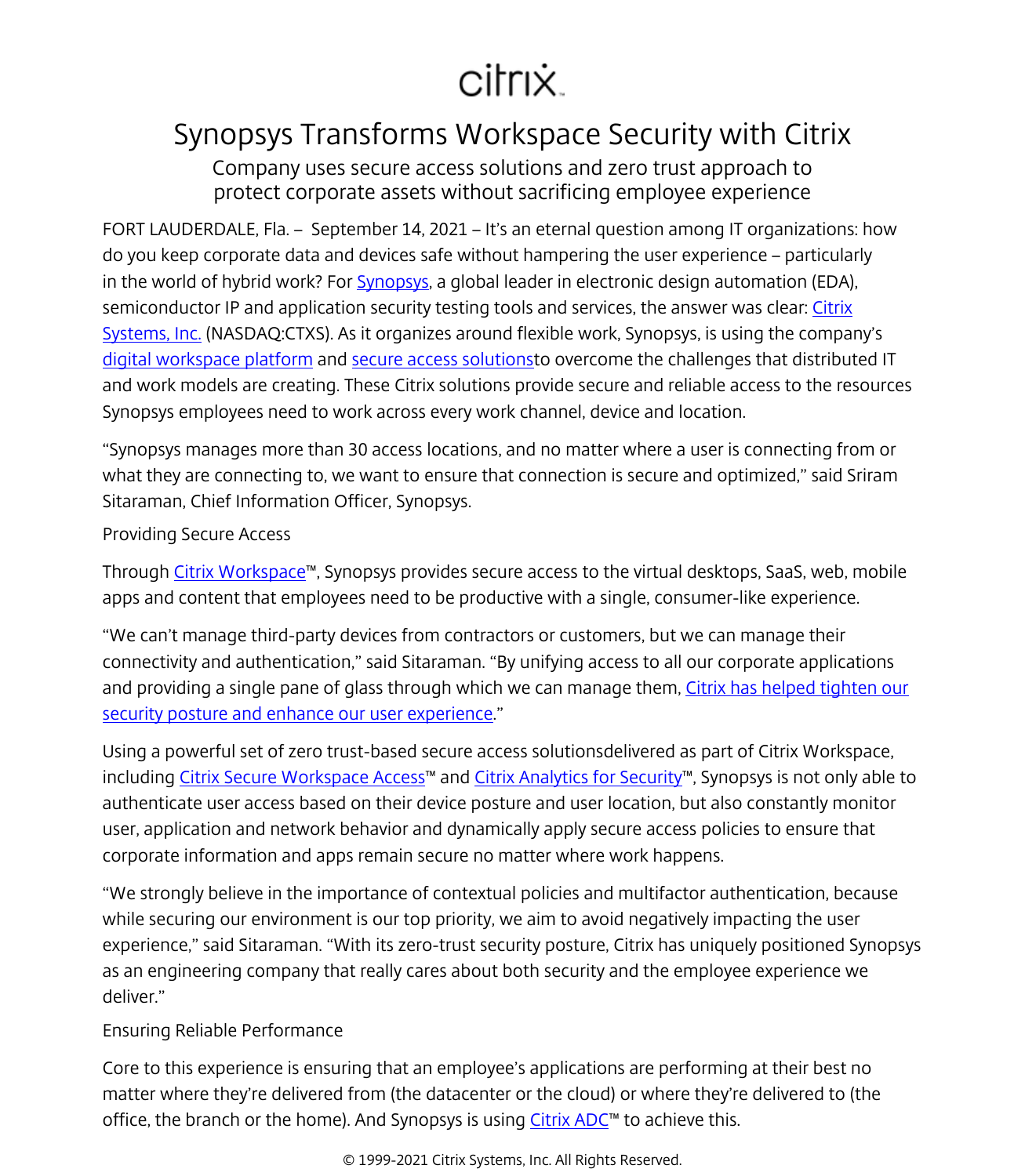citrix

# Synopsys Transforms Workspace Security with Citrix

## Company uses secure access solutions and zero trust approach to protect corporate assets without sacrificing employee experience

FORT LAUDERDALE, Fla. – September 14, 2021 – It's an eternal question among IT organizations: how do you keep corporate data and devices safe without hampering the user experience – particularly in the world of hybrid work? For Synopsys, a global leader in electronic design automation (EDA), semiconductor IP and application security testing tools and services, the answer was clear: Citrix Systems, Inc. (NASDAQ:CTXS). As it organizes around flexible work, Synopsys, is using the company's digital workspace platform and secure access solutionsto overcome the challenges that distributed IT and work models are creating. These Citrix solutions provide secure and reliable access to the resources Synopsys employees need to work across every work channel, device and location.

"Synopsys manages more than 30 access locations, and no matter where a user is connecting from or what they are connecting to, we want to ensure that connection is secure and optimized," said Sriram Sitaraman, Chief Information Officer, Synopsys.

### Providing Secure Access

Through Citrix Workspace™, Synopsys provides secure access to the virtual desktops, SaaS, web, mobile apps and content that employees need to be productive with a single, consumer-like experience.

"We can't manage third-party devices from contractors or customers, but we can manage their connectivity and authentication," said Sitaraman. "By unifying access to all our corporate applications and providing a single pane of glass through which we can manage them, Citrix has helped tighten our security posture and enhance our user experience."

Using a powerful set of zero trust-based secure access solutionsdelivered as part of Citrix Workspace, including Citrix Secure Workspace Access™ and Citrix Analytics for Security™, Synopsys is not only able to authenticate user access based on their device posture and user location, but also constantly monitor user, application and network behavior and dynamically apply secure access policies to ensure that corporate information and apps remain secure no matter where work happens.

"We strongly believe in the importance of contextual policies and multifactor authentication, because while securing our environment is our top priority, we aim to avoid negatively impacting the user experience," said Sitaraman. "With its zero-trust security posture, Citrix has uniquely positioned Synopsys as an engineering company that really cares about both security and the employee experience we deliver."

### Ensuring Reliable Performance

Core to this experience is ensuring that an employee's applications are performing at their best no matter where they're delivered from (the datacenter or the cloud) or where they're delivered to (the office, the branch or the home). And Synopsys is using Citrix ADC™ to achieve this.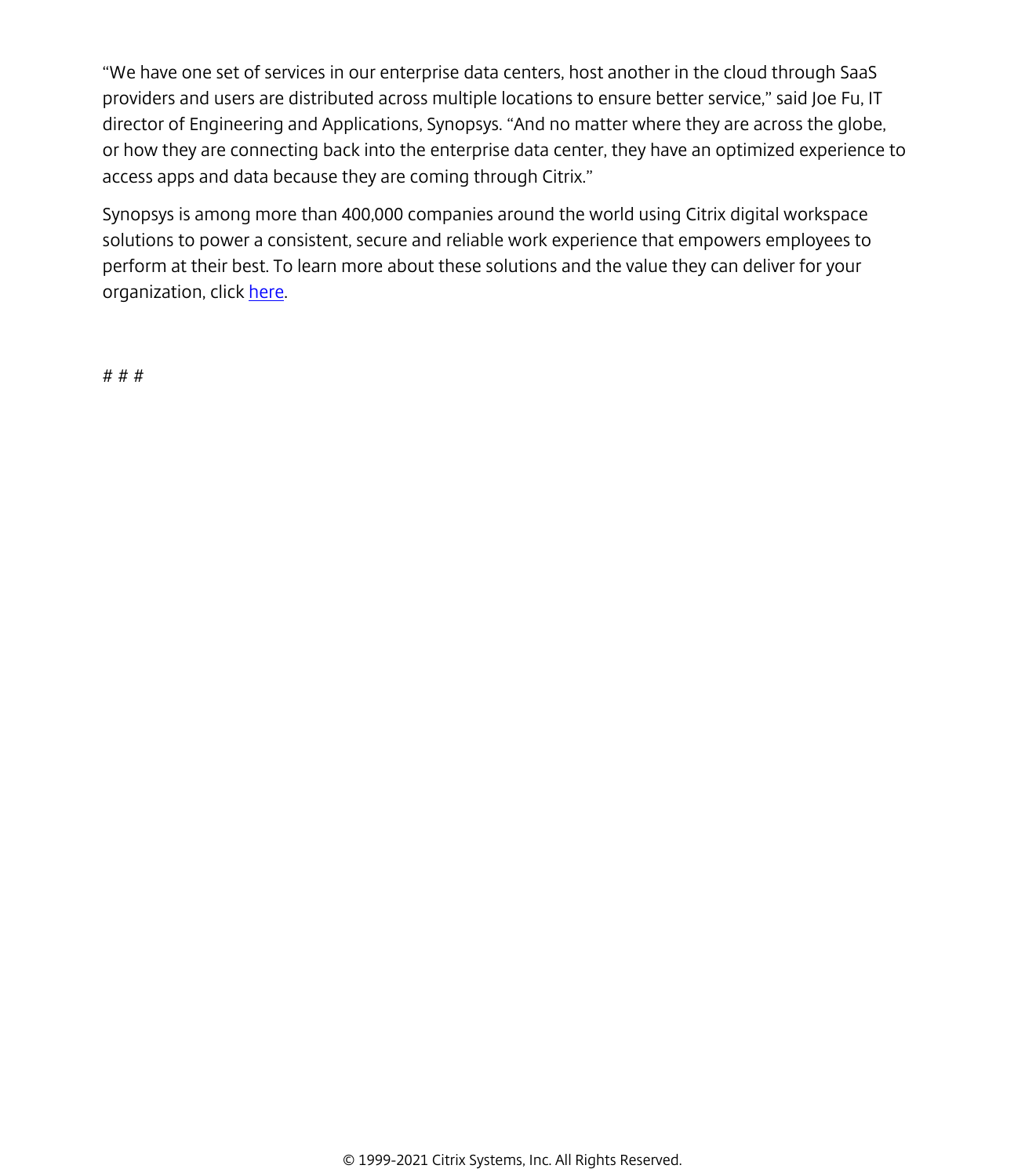"We have one set of services in our enterprise data centers, host another in the cloud through SaaS providers and users are distributed across multiple locations to ensure better service," said Joe Fu, IT director of Engineering and Applications, Synopsys. "And no matter where they are across the globe, or how they are connecting back into the enterprise data center, they have an optimized experience to access apps and data because they are coming through Citrix."

Synopsys is among more than 400,000 companies around the world using Citrix digital workspace solutions to power a consistent, secure and reliable work experience that empowers employees to perform at their best. To learn more about these solutions and the value they can deliver for your organization, click here.

# # #

© 1999-2021 Citrix Systems, Inc. All Rights Reserved.